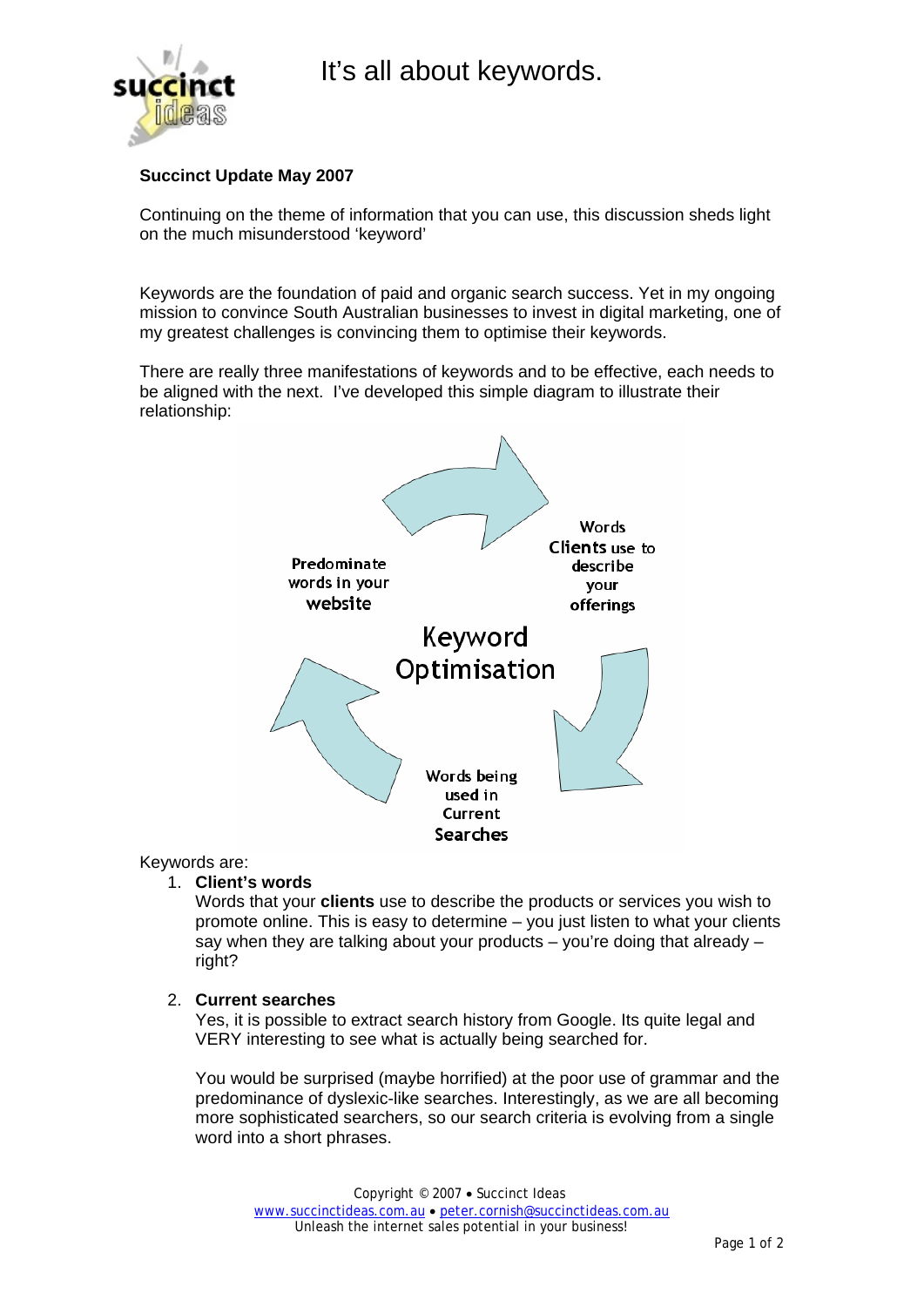# It's all about keywords.

**Succinct Update May 2007**

Continuing on the theme of information that you can use, this discussion sheds light on the much misunderstood 'keyword'

Keywords are the foundation of paid and organic search success. Yet in my ongoing mission to convince South Australian businesses to invest in digital marketing, one of my greatest challenges is convincing them to optimise their keywords.

There are really three manifestations of keywords and to be effective, each needs to be aligned with the next. I've developed this simple diagram to illustrate their relationship:

Keyword Optimisation

Words Clients use to describe your offerings

Words being used in Current Searches

Predominate words in your website

Keywords are:

1. **Client's words**
   Words that your **clients** use to describe the products or services you wish to promote online. This is easy to determine – you just listen to what your clients say when they are talking about your products – you're doing that already – right?

2. **Current searches**
   Yes, it is possible to extract search history from Google. Its quite legal and VERY interesting to see what is actually being searched for.

   You would be surprised (maybe horrified) at the poor use of grammar and the predominance of dyslexic-like searches. Interestingly, as we are all becoming more sophisticated searchers, so our search criteria is evolving from a single word into a short phrases.

Copyright © 2007 • Succinct Ideas
www.succinctideas.com.au • peter.cornish@succinctideas.com.au
Unleash the internet sales potential in your business!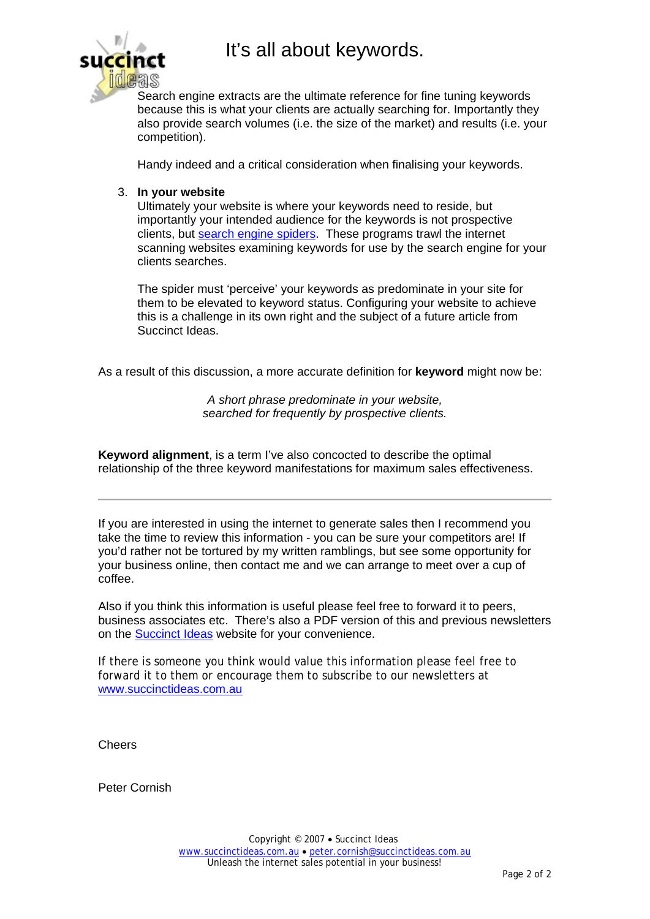# It's all about keywords.

Search engine extracts are the ultimate reference for fine tuning keywords because this is what your clients are actually searching for. Importantly they also provide search volumes (i.e. the size of the market) and results (i.e. your competition).

Handy indeed and a critical consideration when finalising your keywords.

3. **In your website**
   Ultimately your website is where your keywords need to reside, but importantly your intended audience for the keywords is not prospective clients, but search engine spiders. These programs trawl the internet scanning websites examining keywords for use by the search engine for your clients searches.

   The spider must 'perceive' your keywords as predominate in your site for them to be elevated to keyword status. Configuring your website to achieve this is a challenge in its own right and the subject of a future article from Succinct Ideas.

As a result of this discussion, a more accurate definition for **keyword** might now be:

*A short phrase predominate in your website, searched for frequently by prospective clients.*

**Keyword alignment**, is a term I've also concocted to describe the optimal relationship of the three keyword manifestations for maximum sales effectiveness.

---

If you are interested in using the internet to generate sales then I recommend you take the time to review this information - you can be sure your competitors are! If you'd rather not be tortured by my written ramblings, but see some opportunity for your business online, then contact me and we can arrange to meet over a cup of coffee.

Also if you think this information is useful please feel free to forward it to peers, business associates etc. There's also a PDF version of this and previous newsletters on the Succinct Ideas website for your convenience.

If there is someone you think would value this information please feel free to forward it to them or encourage them to subscribe to our newsletters at www.succinctideas.com.au

Cheers

Peter Cornish

Copyright © 2007 • Succinct Ideas
www.succinctideas.com.au • peter.cornish@succinctideas.com.au
Unleash the internet sales potential in your business!